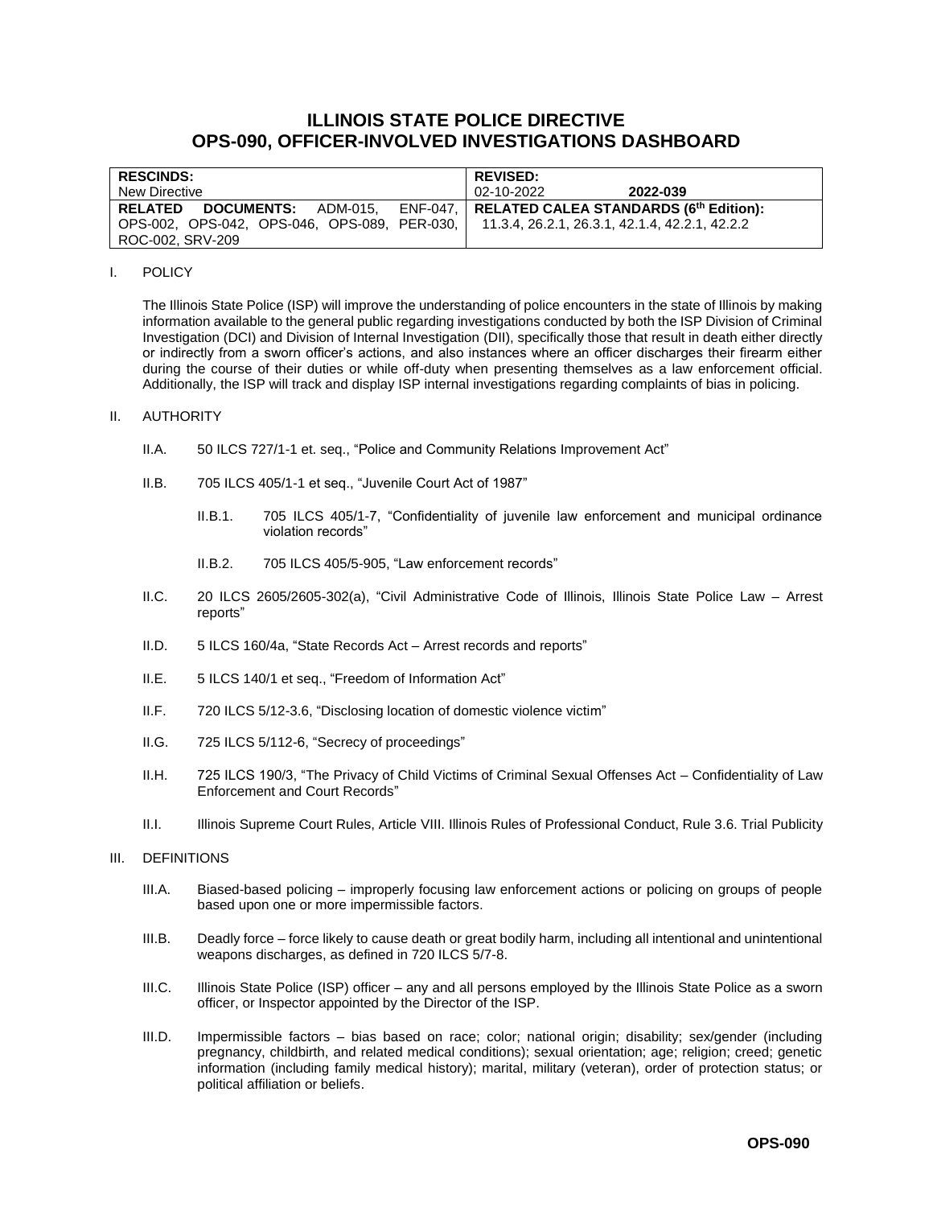# ILLINOIS STATE POLICE DIRECTIVE
# OPS-090, OFFICER-INVOLVED INVESTIGATIONS DASHBOARD

| **RESCINDS:** New Directive | **REVISED:** 02-10-2022 **2022-039** |
|---|---|
| **RELATED DOCUMENTS:** ADM-015, ENF-047, OPS-002, OPS-042, OPS-046, OPS-089, PER-030, ROC-002, SRV-209 | **RELATED CALEA STANDARDS (6th Edition):** 11.3.4, 26.2.1, 26.3.1, 42.1.4, 42.2.1, 42.2.2 |

I. POLICY

The Illinois State Police (ISP) will improve the understanding of police encounters in the state of Illinois by making information available to the general public regarding investigations conducted by both the ISP Division of Criminal Investigation (DCI) and Division of Internal Investigation (DII), specifically those that result in death either directly or indirectly from a sworn officer's actions, and also instances where an officer discharges their firearm either during the course of their duties or while off-duty when presenting themselves as a law enforcement official. Additionally, the ISP will track and display ISP internal investigations regarding complaints of bias in policing.

II. AUTHORITY

II.A. 50 ILCS 727/1-1 et. seq., "Police and Community Relations Improvement Act"

II.B. 705 ILCS 405/1-1 et seq., "Juvenile Court Act of 1987"

II.B.1. 705 ILCS 405/1-7, "Confidentiality of juvenile law enforcement and municipal ordinance violation records"

II.B.2. 705 ILCS 405/5-905, "Law enforcement records"

II.C. 20 ILCS 2605/2605-302(a), "Civil Administrative Code of Illinois, Illinois State Police Law – Arrest reports"

II.D. 5 ILCS 160/4a, "State Records Act – Arrest records and reports"

II.E. 5 ILCS 140/1 et seq., "Freedom of Information Act"

II.F. 720 ILCS 5/12-3.6, "Disclosing location of domestic violence victim"

II.G. 725 ILCS 5/112-6, "Secrecy of proceedings"

II.H. 725 ILCS 190/3, "The Privacy of Child Victims of Criminal Sexual Offenses Act – Confidentiality of Law Enforcement and Court Records"

II.I. Illinois Supreme Court Rules, Article VIII. Illinois Rules of Professional Conduct, Rule 3.6. Trial Publicity

III. DEFINITIONS

III.A. Biased-based policing – improperly focusing law enforcement actions or policing on groups of people based upon one or more impermissible factors.

III.B. Deadly force – force likely to cause death or great bodily harm, including all intentional and unintentional weapons discharges, as defined in 720 ILCS 5/7-8.

III.C. Illinois State Police (ISP) officer – any and all persons employed by the Illinois State Police as a sworn officer, or Inspector appointed by the Director of the ISP.

III.D. Impermissible factors – bias based on race; color; national origin; disability; sex/gender (including pregnancy, childbirth, and related medical conditions); sexual orientation; age; religion; creed; genetic information (including family medical history); marital, military (veteran), order of protection status; or political affiliation or beliefs.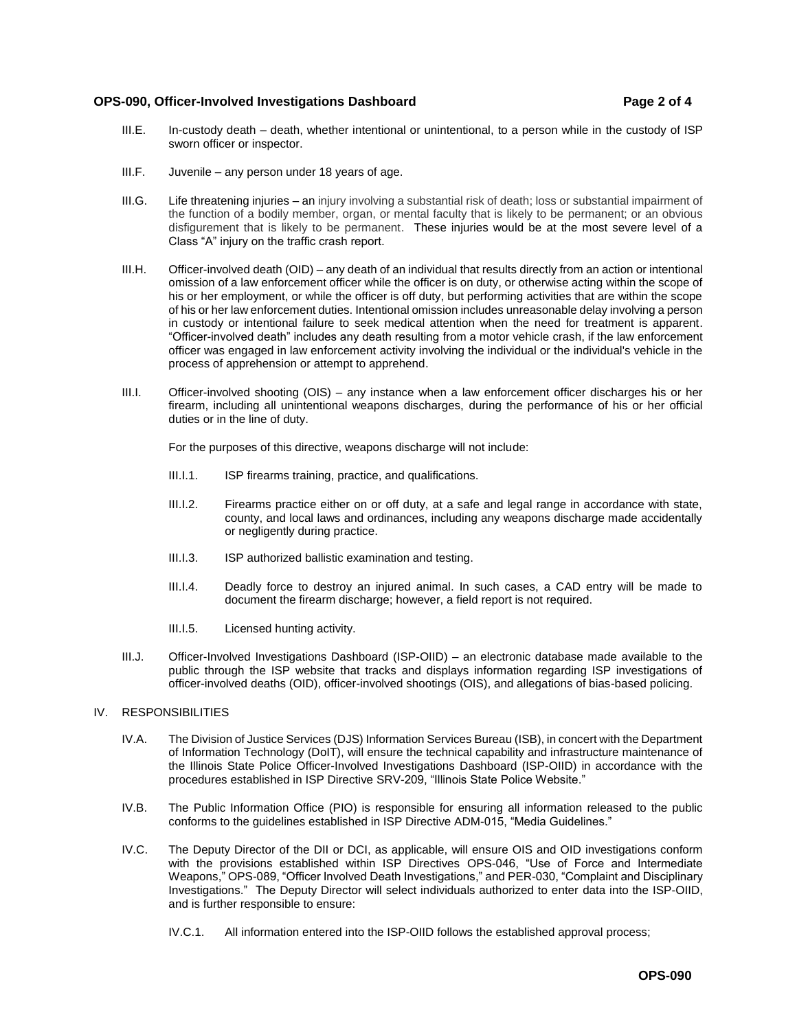III.E. In-custody death – death, whether intentional or unintentional, to a person while in the custody of ISP sworn officer or inspector.

III.F. Juvenile – any person under 18 years of age.

III.G. Life threatening injuries – an injury involving a substantial risk of death; loss or substantial impairment of the function of a bodily member, organ, or mental faculty that is likely to be permanent; or an obvious disfigurement that is likely to be permanent. These injuries would be at the most severe level of a Class "A" injury on the traffic crash report.

III.H. Officer-involved death (OID) – any death of an individual that results directly from an action or intentional omission of a law enforcement officer while the officer is on duty, or otherwise acting within the scope of his or her employment, or while the officer is off duty, but performing activities that are within the scope of his or her law enforcement duties. Intentional omission includes unreasonable delay involving a person in custody or intentional failure to seek medical attention when the need for treatment is apparent. "Officer-involved death" includes any death resulting from a motor vehicle crash, if the law enforcement officer was engaged in law enforcement activity involving the individual or the individual's vehicle in the process of apprehension or attempt to apprehend.

III.I. Officer-involved shooting (OIS) – any instance when a law enforcement officer discharges his or her firearm, including all unintentional weapons discharges, during the performance of his or her official duties or in the line of duty.

For the purposes of this directive, weapons discharge will not include:

III.I.1. ISP firearms training, practice, and qualifications.

III.I.2. Firearms practice either on or off duty, at a safe and legal range in accordance with state, county, and local laws and ordinances, including any weapons discharge made accidentally or negligently during practice.

III.I.3. ISP authorized ballistic examination and testing.

III.I.4. Deadly force to destroy an injured animal. In such cases, a CAD entry will be made to document the firearm discharge; however, a field report is not required.

III.I.5. Licensed hunting activity.

III.J. Officer-Involved Investigations Dashboard (ISP-OIID) – an electronic database made available to the public through the ISP website that tracks and displays information regarding ISP investigations of officer-involved deaths (OID), officer-involved shootings (OIS), and allegations of bias-based policing.

## IV. RESPONSIBILITIES

IV.A. The Division of Justice Services (DJS) Information Services Bureau (ISB), in concert with the Department of Information Technology (DoIT), will ensure the technical capability and infrastructure maintenance of the Illinois State Police Officer-Involved Investigations Dashboard (ISP-OIID) in accordance with the procedures established in ISP Directive SRV-209, "Illinois State Police Website."

IV.B. The Public Information Office (PIO) is responsible for ensuring all information released to the public conforms to the guidelines established in ISP Directive ADM-015, "Media Guidelines."

IV.C. The Deputy Director of the DII or DCI, as applicable, will ensure OIS and OID investigations conform with the provisions established within ISP Directives OPS-046, "Use of Force and Intermediate Weapons," OPS-089, "Officer Involved Death Investigations," and PER-030, "Complaint and Disciplinary Investigations." The Deputy Director will select individuals authorized to enter data into the ISP-OIID, and is further responsible to ensure:

IV.C.1. All information entered into the ISP-OIID follows the established approval process;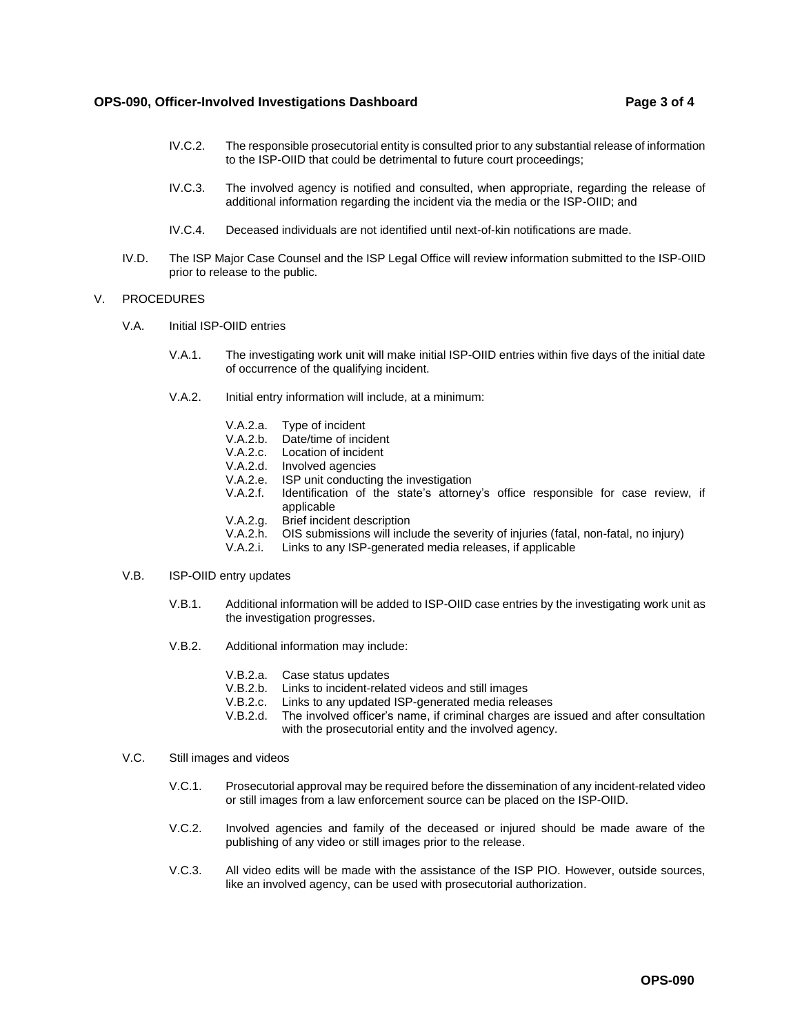IV.C.2. The responsible prosecutorial entity is consulted prior to any substantial release of information to the ISP-OIID that could be detrimental to future court proceedings;

IV.C.3. The involved agency is notified and consulted, when appropriate, regarding the release of additional information regarding the incident via the media or the ISP-OIID; and

IV.C.4. Deceased individuals are not identified until next-of-kin notifications are made.

IV.D. The ISP Major Case Counsel and the ISP Legal Office will review information submitted to the ISP-OIID prior to release to the public.

V. PROCEDURES

V.A. Initial ISP-OIID entries

V.A.1. The investigating work unit will make initial ISP-OIID entries within five days of the initial date of occurrence of the qualifying incident.

V.A.2. Initial entry information will include, at a minimum:

- V.A.2.a. Type of incident
- V.A.2.b. Date/time of incident
- V.A.2.c. Location of incident
- V.A.2.d. Involved agencies
- V.A.2.e. ISP unit conducting the investigation
- V.A.2.f. Identification of the state's attorney's office responsible for case review, if applicable
- V.A.2.g. Brief incident description
- V.A.2.h. OIS submissions will include the severity of injuries (fatal, non-fatal, no injury)
- V.A.2.i. Links to any ISP-generated media releases, if applicable

V.B. ISP-OIID entry updates

V.B.1. Additional information will be added to ISP-OIID case entries by the investigating work unit as the investigation progresses.

V.B.2. Additional information may include:

- V.B.2.a. Case status updates
- V.B.2.b. Links to incident-related videos and still images
- V.B.2.c. Links to any updated ISP-generated media releases
- V.B.2.d. The involved officer's name, if criminal charges are issued and after consultation with the prosecutorial entity and the involved agency.

V.C. Still images and videos

V.C.1. Prosecutorial approval may be required before the dissemination of any incident-related video or still images from a law enforcement source can be placed on the ISP-OIID.

V.C.2. Involved agencies and family of the deceased or injured should be made aware of the publishing of any video or still images prior to the release.

V.C.3. All video edits will be made with the assistance of the ISP PIO. However, outside sources, like an involved agency, can be used with prosecutorial authorization.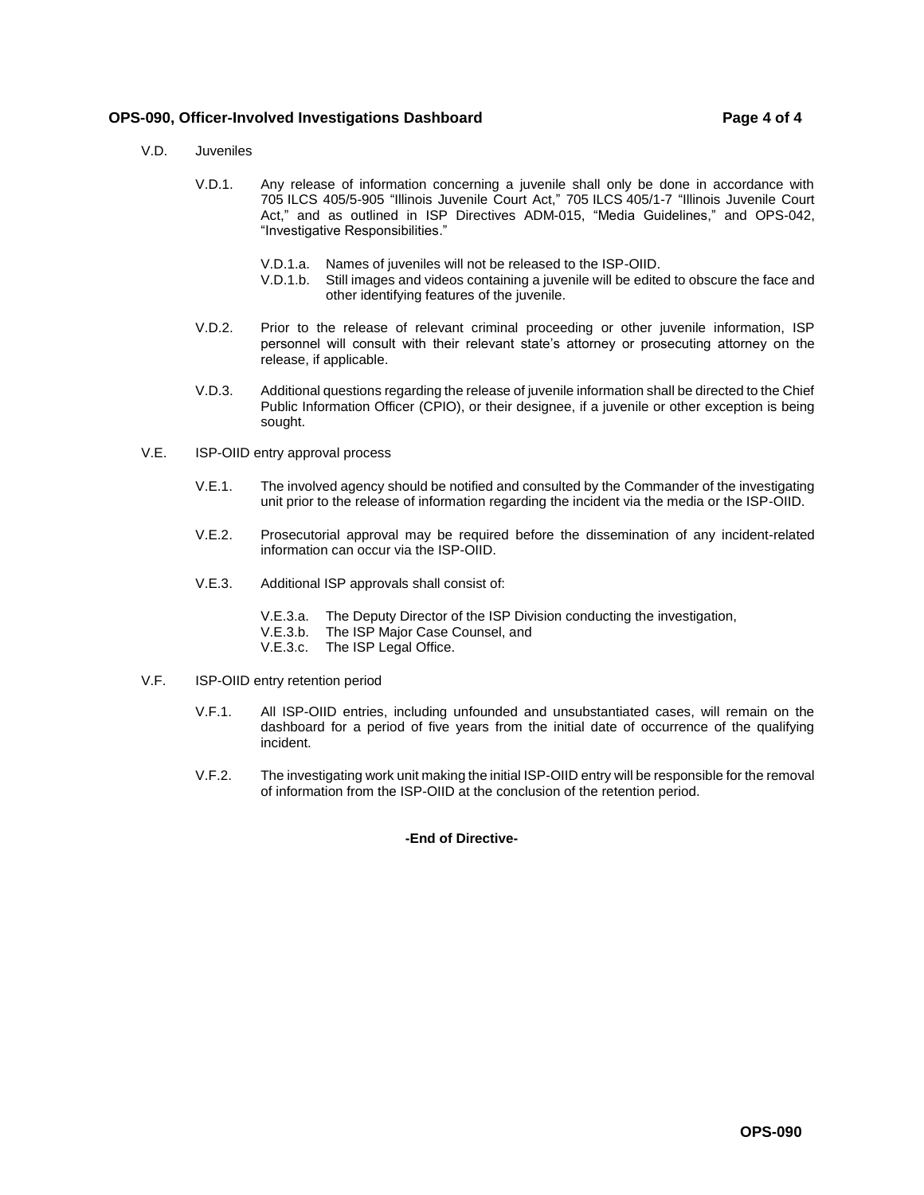V.D. Juveniles

V.D.1. Any release of information concerning a juvenile shall only be done in accordance with 705 ILCS 405/5-905 "Illinois Juvenile Court Act," 705 ILCS 405/1-7 "Illinois Juvenile Court Act," and as outlined in ISP Directives ADM-015, "Media Guidelines," and OPS-042, "Investigative Responsibilities."

V.D.1.a. Names of juveniles will not be released to the ISP-OIID.

V.D.1.b. Still images and videos containing a juvenile will be edited to obscure the face and other identifying features of the juvenile.

V.D.2. Prior to the release of relevant criminal proceeding or other juvenile information, ISP personnel will consult with their relevant state's attorney or prosecuting attorney on the release, if applicable.

V.D.3. Additional questions regarding the release of juvenile information shall be directed to the Chief Public Information Officer (CPIO), or their designee, if a juvenile or other exception is being sought.

V.E. ISP-OIID entry approval process

V.E.1. The involved agency should be notified and consulted by the Commander of the investigating unit prior to the release of information regarding the incident via the media or the ISP-OIID.

V.E.2. Prosecutorial approval may be required before the dissemination of any incident-related information can occur via the ISP-OIID.

V.E.3. Additional ISP approvals shall consist of:

V.E.3.a. The Deputy Director of the ISP Division conducting the investigation,

V.E.3.b. The ISP Major Case Counsel, and

V.E.3.c. The ISP Legal Office.

V.F. ISP-OIID entry retention period

V.F.1. All ISP-OIID entries, including unfounded and unsubstantiated cases, will remain on the dashboard for a period of five years from the initial date of occurrence of the qualifying incident.

V.F.2. The investigating work unit making the initial ISP-OIID entry will be responsible for the removal of information from the ISP-OIID at the conclusion of the retention period.

**-End of Directive-**